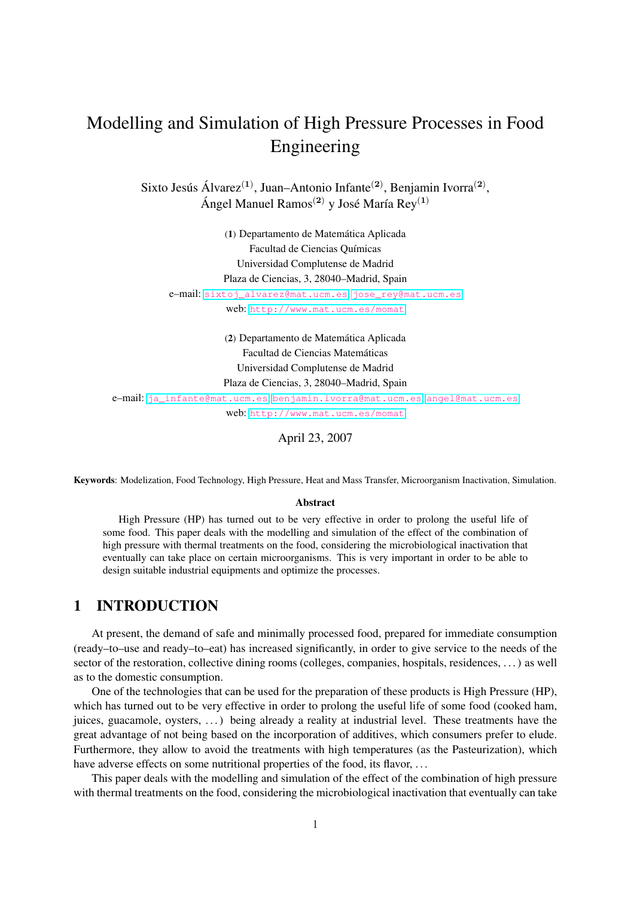# Modelling and Simulation of High Pressure Processes in Food Engineering

Sixto Jesús Álvarez[(1)], Juan–Antonio Infante[(2)], Benjamin Ivorra[(2)], Ángel Manuel Ramos[(2)] y José María Rey[(1)]

(1) Departamento de Matemática Aplicada
Facultad de Ciencias Químicas
Universidad Complutense de Madrid
Plaza de Ciencias, 3, 28040–Madrid, Spain
e–mail: sixtoj_alvarez@mat.ucm.es jose_rey@mat.ucm.es
web: http://www.mat.ucm.es/momat

(2) Departamento de Matemática Aplicada
Facultad de Ciencias Matemáticas
Universidad Complutense de Madrid
Plaza de Ciencias, 3, 28040–Madrid, Spain
e–mail: ja_infante@mat.ucm.es benjamin.ivorra@mat.ucm.es angel@mat.ucm.es
web: http://www.mat.ucm.es/momat

April 23, 2007

**Keywords**: Modelization, Food Technology, High Pressure, Heat and Mass Transfer, Microorganism Inactivation, Simulation.

**Abstract**

High Pressure (HP) has turned out to be very effective in order to prolong the useful life of some food. This paper deals with the modelling and simulation of the effect of the combination of high pressure with thermal treatments on the food, considering the microbiological inactivation that eventually can take place on certain microorganisms. This is very important in order to be able to design suitable industrial equipments and optimize the processes.

## 1 INTRODUCTION

At present, the demand of safe and minimally processed food, prepared for immediate consumption (ready–to–use and ready–to–eat) has increased significantly, in order to give service to the needs of the sector of the restoration, collective dining rooms (colleges, companies, hospitals, residences, ...) as well as to the domestic consumption.

One of the technologies that can be used for the preparation of these products is High Pressure (HP), which has turned out to be very effective in order to prolong the useful life of some food (cooked ham, juices, guacamole, oysters, ...) being already a reality at industrial level. These treatments have the great advantage of not being based on the incorporation of additives, which consumers prefer to elude. Furthermore, they allow to avoid the treatments with high temperatures (as the Pasteurization), which have adverse effects on some nutritional properties of the food, its flavor, ...

This paper deals with the modelling and simulation of the effect of the combination of high pressure with thermal treatments on the food, considering the microbiological inactivation that eventually can take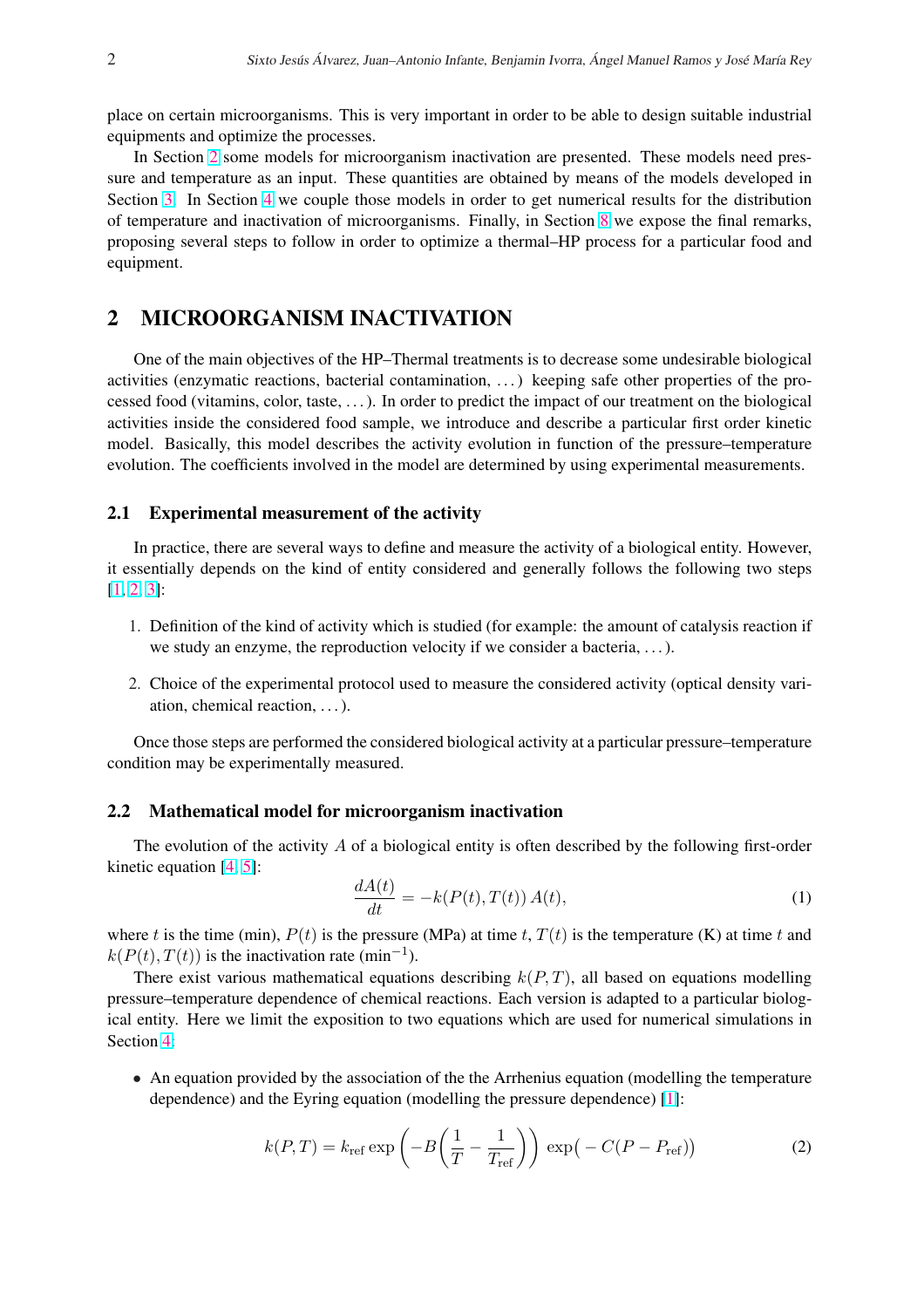place on certain microorganisms. This is very important in order to be able to design suitable industrial equipments and optimize the processes.

In Section 2 some models for microorganism inactivation are presented. These models need pressure and temperature as an input. These quantities are obtained by means of the models developed in Section 3. In Section 4 we couple those models in order to get numerical results for the distribution of temperature and inactivation of microorganisms. Finally, in Section 8 we expose the final remarks, proposing several steps to follow in order to optimize a thermal–HP process for a particular food and equipment.

## 2 MICROORGANISM INACTIVATION

One of the main objectives of the HP–Thermal treatments is to decrease some undesirable biological activities (enzymatic reactions, bacterial contamination, . . . ) keeping safe other properties of the processed food (vitamins, color, taste, . . . ). In order to predict the impact of our treatment on the biological activities inside the considered food sample, we introduce and describe a particular first order kinetic model. Basically, this model describes the activity evolution in function of the pressure–temperature evolution. The coefficients involved in the model are determined by using experimental measurements.

### 2.1 Experimental measurement of the activity

In practice, there are several ways to define and measure the activity of a biological entity. However, it essentially depends on the kind of entity considered and generally follows the following two steps [1, 2, 3]:

1. Definition of the kind of activity which is studied (for example: the amount of catalysis reaction if we study an enzyme, the reproduction velocity if we consider a bacteria, . . . ).
2. Choice of the experimental protocol used to measure the considered activity (optical density variation, chemical reaction, . . . ).

Once those steps are performed the considered biological activity at a particular pressure–temperature condition may be experimentally measured.

### 2.2 Mathematical model for microorganism inactivation

The evolution of the activity $A$ of a biological entity is often described by the following first-order kinetic equation [4, 5]:

$$\frac{dA(t)}{dt} = -k(P(t), T(t))\, A(t), \tag{1}$$

where $t$ is the time (min), $P(t)$ is the pressure (MPa) at time $t$, $T(t)$ is the temperature (K) at time $t$ and $k(P(t), T(t))$ is the inactivation rate ($\text{min}^{-1}$).

There exist various mathematical equations describing $k(P, T)$, all based on equations modelling pressure–temperature dependence of chemical reactions. Each version is adapted to a particular biological entity. Here we limit the exposition to two equations which are used for numerical simulations in Section 4:

- An equation provided by the association of the the Arrhenius equation (modelling the temperature dependence) and the Eyring equation (modelling the pressure dependence) [1]:

$$k(P, T) = k_{\text{ref}} \exp\left(-B\left(\frac{1}{T} - \frac{1}{T_{\text{ref}}}\right)\right) \exp\big(-C(P - P_{\text{ref}})\big) \tag{2}$$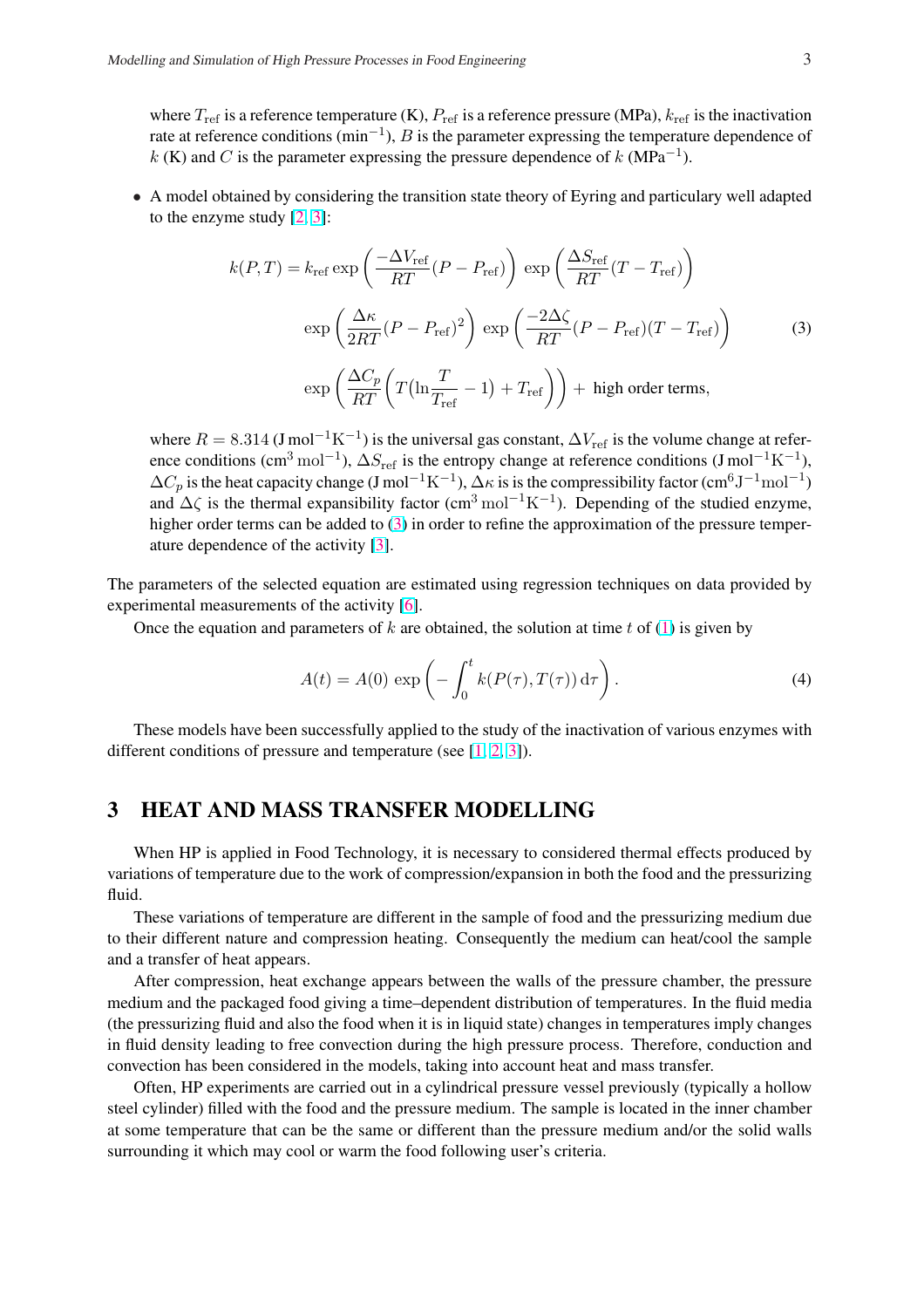where $T_{\text{ref}}$ is a reference temperature (K), $P_{\text{ref}}$ is a reference pressure (MPa), $k_{\text{ref}}$ is the inactivation rate at reference conditions ($\text{min}^{-1}$), $B$ is the parameter expressing the temperature dependence of $k$ (K) and $C$ is the parameter expressing the pressure dependence of $k$ ($\text{MPa}^{-1}$).

- A model obtained by considering the transition state theory of Eyring and particulary well adapted to the enzyme study [2, 3]:

$$
\begin{aligned}
k(P,T) = k_{\text{ref}} \exp&\left(\frac{-\Delta V_{\text{ref}}}{RT}(P - P_{\text{ref}})\right) \exp\left(\frac{\Delta S_{\text{ref}}}{RT}(T - T_{\text{ref}})\right) \\
\exp&\left(\frac{\Delta \kappa}{2RT}(P - P_{\text{ref}})^2\right) \exp\left(\frac{-2\Delta \zeta}{RT}(P - P_{\text{ref}})(T - T_{\text{ref}})\right) \\
\exp&\left(\frac{\Delta C_p}{RT}\left(T\big(\ln\frac{T}{T_{\text{ref}}} - 1\big) + T_{\text{ref}}\right)\right) + \text{ high order terms,}
\end{aligned} \tag{3}
$$

where $R = 8.314$ ($\text{J mol}^{-1}\text{K}^{-1}$) is the universal gas constant, $\Delta V_{\text{ref}}$ is the volume change at reference conditions ($\text{cm}^3\,\text{mol}^{-1}$), $\Delta S_{\text{ref}}$ is the entropy change at reference conditions ($\text{J mol}^{-1}\text{K}^{-1}$), $\Delta C_p$ is the heat capacity change ($\text{J mol}^{-1}\text{K}^{-1}$), $\Delta\kappa$ is is the compressibility factor ($\text{cm}^6\text{J}^{-1}\text{mol}^{-1}$) and $\Delta\zeta$ is the thermal expansibility factor ($\text{cm}^3\,\text{mol}^{-1}\text{K}^{-1}$). Depending of the studied enzyme, higher order terms can be added to (3) in order to refine the approximation of the pressure temperature dependence of the activity [3].

The parameters of the selected equation are estimated using regression techniques on data provided by experimental measurements of the activity [6].

Once the equation and parameters of $k$ are obtained, the solution at time $t$ of (1) is given by

$$
A(t) = A(0) \exp\left(-\int_0^t k(P(\tau), T(\tau))\, \mathrm{d}\tau\right). \tag{4}
$$

These models have been successfully applied to the study of the inactivation of various enzymes with different conditions of pressure and temperature (see [1, 2, 3]).

## 3 HEAT AND MASS TRANSFER MODELLING

When HP is applied in Food Technology, it is necessary to considered thermal effects produced by variations of temperature due to the work of compression/expansion in both the food and the pressurizing fluid.

These variations of temperature are different in the sample of food and the pressurizing medium due to their different nature and compression heating. Consequently the medium can heat/cool the sample and a transfer of heat appears.

After compression, heat exchange appears between the walls of the pressure chamber, the pressure medium and the packaged food giving a time–dependent distribution of temperatures. In the fluid media (the pressurizing fluid and also the food when it is in liquid state) changes in temperatures imply changes in fluid density leading to free convection during the high pressure process. Therefore, conduction and convection has been considered in the models, taking into account heat and mass transfer.

Often, HP experiments are carried out in a cylindrical pressure vessel previously (typically a hollow steel cylinder) filled with the food and the pressure medium. The sample is located in the inner chamber at some temperature that can be the same or different than the pressure medium and/or the solid walls surrounding it which may cool or warm the food following user's criteria.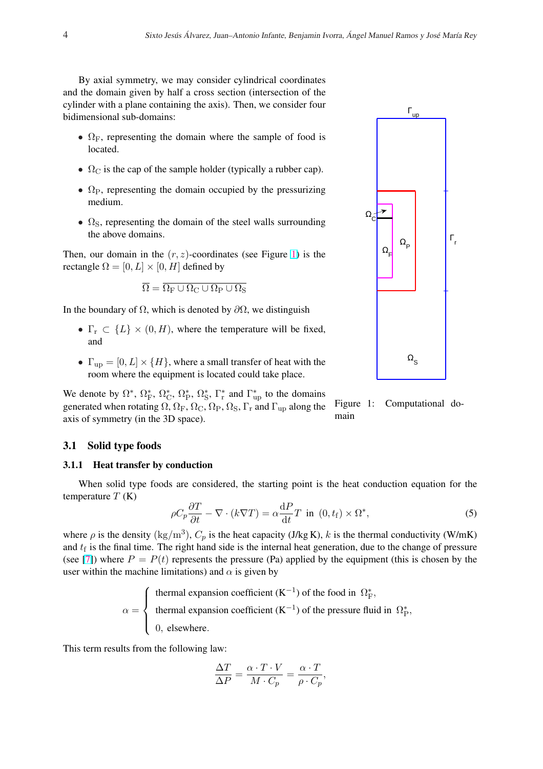By axial symmetry, we may consider cylindrical coordinates and the domain given by half a cross section (intersection of the cylinder with a plane containing the axis). Then, we consider four bidimensional sub-domains:

- $\Omega_{\rm F}$, representing the domain where the sample of food is located.
- $\Omega_{\rm C}$ is the cap of the sample holder (typically a rubber cap).
- $\Omega_{\rm P}$, representing the domain occupied by the pressurizing medium.
- $\Omega_{\rm S}$, representing the domain of the steel walls surrounding the above domains.

Then, our domain in the $(r, z)$-coordinates (see Figure 1) is the rectangle $\Omega = [0, L] \times [0, H]$ defined by

$$\overline{\Omega} = \overline{\Omega_{\rm F} \cup \Omega_{\rm C} \cup \Omega_{\rm P} \cup \Omega_{\rm S}}$$

In the boundary of $\Omega$, which is denoted by $\partial\Omega$, we distinguish

- $\Gamma_{\rm r} \subset \{L\} \times (0, H)$, where the temperature will be fixed, and
- $\Gamma_{\rm up} = [0, L] \times \{H\}$, where a small transfer of heat with the room where the equipment is located could take place.

We denote by $\Omega^*$, $\Omega_{\rm F}^*$, $\Omega_{\rm C}^*$, $\Omega_{\rm P}^*$, $\Omega_{\rm S}^*$, $\Gamma_{\rm r}^*$ and $\Gamma_{\rm up}^*$ to the domains generated when rotating $\Omega$, $\Omega_{\rm F}$, $\Omega_{\rm C}$, $\Omega_{\rm P}$, $\Omega_{\rm S}$, $\Gamma_{\rm r}$ and $\Gamma_{\rm up}$ along the axis of symmetry (in the 3D space).

Figure 1: Computational domain

### 3.1 Solid type foods

#### 3.1.1 Heat transfer by conduction

When solid type foods are considered, the starting point is the heat conduction equation for the temperature $T$ (K)

$$\rho C_p \frac{\partial T}{\partial t} - \nabla \cdot (k \nabla T) = \alpha \frac{{\rm d}P}{{\rm d}t} T \ \text{ in } \ (0, t_{\rm f}) \times \Omega^*, \tag{5}$$

where $\rho$ is the density $({\rm kg/m^3})$, $C_p$ is the heat capacity (J/kg K), $k$ is the thermal conductivity (W/mK) and $t_{\rm f}$ is the final time. The right hand side is the internal heat generation, due to the change of pressure (see [7]) where $P = P(t)$ represents the pressure (Pa) applied by the equipment (this is chosen by the user within the machine limitations) and $\alpha$ is given by

$$\alpha = \begin{cases} \text{thermal expansion coefficient } ({\rm K}^{-1}) \text{ of the food in } \ \Omega_{\rm F}^*, \\ \text{thermal expansion coefficient } ({\rm K}^{-1}) \text{ of the pressure fluid in } \ \Omega_{\rm P}^*, \\ 0, \ \text{elsewhere.} \end{cases}$$

This term results from the following law:

$$\frac{\Delta T}{\Delta P} = \frac{\alpha \cdot T \cdot V}{M \cdot C_p} = \frac{\alpha \cdot T}{\rho \cdot C_p},$$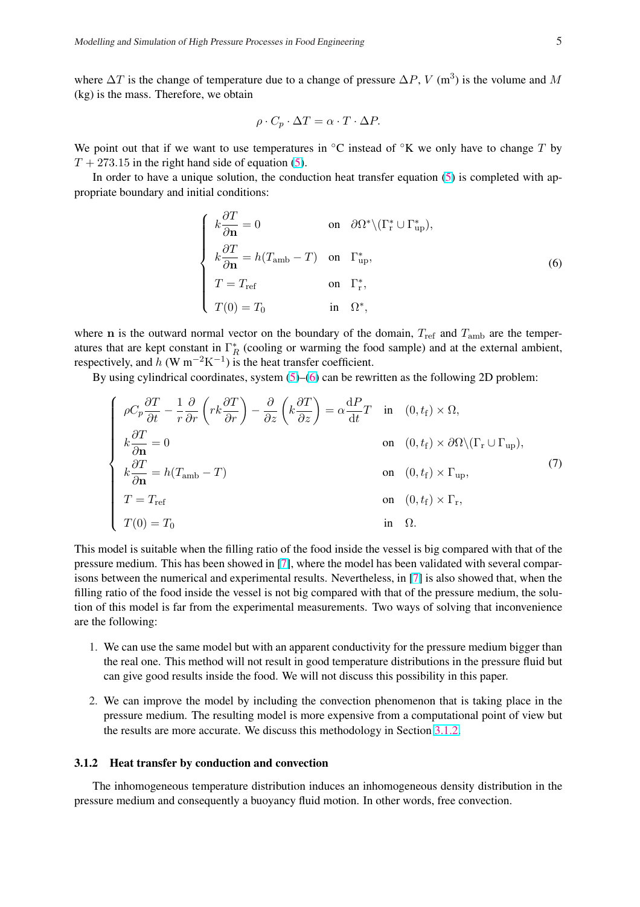where $\Delta T$ is the change of temperature due to a change of pressure $\Delta P$, $V$ (m$^3$) is the volume and $M$ (kg) is the mass. Therefore, we obtain

$$\rho \cdot C_p \cdot \Delta T = \alpha \cdot T \cdot \Delta P.$$

We point out that if we want to use temperatures in °C instead of °K we only have to change $T$ by $T + 273.15$ in the right hand side of equation (5).

In order to have a unique solution, the conduction heat transfer equation (5) is completed with appropriate boundary and initial conditions:

$$\begin{cases} k\dfrac{\partial T}{\partial \mathbf{n}} = 0 & \text{on} \quad \partial\Omega^* \backslash (\Gamma_{\mathrm{r}}^* \cup \Gamma_{\mathrm{up}}^*), \\ k\dfrac{\partial T}{\partial \mathbf{n}} = h(T_{\mathrm{amb}} - T) & \text{on} \quad \Gamma_{\mathrm{up}}^*, \\ T = T_{\mathrm{ref}} & \text{on} \quad \Gamma_{\mathrm{r}}^*, \\ T(0) = T_0 & \text{in} \quad \Omega^*, \end{cases} \tag{6}$$

where $\mathbf{n}$ is the outward normal vector on the boundary of the domain, $T_{\mathrm{ref}}$ and $T_{\mathrm{amb}}$ are the temperatures that are kept constant in $\Gamma_R^*$ (cooling or warming the food sample) and at the external ambient, respectively, and $h$ (W m$^{-2}$K$^{-1}$) is the heat transfer coefficient.

By using cylindrical coordinates, system (5)–(6) can be rewritten as the following 2D problem:

$$\begin{cases} \rho C_p \dfrac{\partial T}{\partial t} - \dfrac{1}{r}\dfrac{\partial}{\partial r}\left(rk\dfrac{\partial T}{\partial r}\right) - \dfrac{\partial}{\partial z}\left(k\dfrac{\partial T}{\partial z}\right) = \alpha \dfrac{\mathrm{d}P}{\mathrm{d}t}T & \text{in} \quad (0, t_{\mathrm{f}}) \times \Omega, \\ k\dfrac{\partial T}{\partial \mathbf{n}} = 0 & \text{on} \quad (0, t_{\mathrm{f}}) \times \partial\Omega \backslash (\Gamma_{\mathrm{r}} \cup \Gamma_{\mathrm{up}}), \\ k\dfrac{\partial T}{\partial \mathbf{n}} = h(T_{\mathrm{amb}} - T) & \text{on} \quad (0, t_{\mathrm{f}}) \times \Gamma_{\mathrm{up}}, \\ T = T_{\mathrm{ref}} & \text{on} \quad (0, t_{\mathrm{f}}) \times \Gamma_{\mathrm{r}}, \\ T(0) = T_0 & \text{in} \quad \Omega. \end{cases} \tag{7}$$

This model is suitable when the filling ratio of the food inside the vessel is big compared with that of the pressure medium. This has been showed in [7], where the model has been validated with several comparisons between the numerical and experimental results. Nevertheless, in [7] is also showed that, when the filling ratio of the food inside the vessel is not big compared with that of the pressure medium, the solution of this model is far from the experimental measurements. Two ways of solving that inconvenience are the following:

1. We can use the same model but with an apparent conductivity for the pressure medium bigger than the real one. This method will not result in good temperature distributions in the pressure fluid but can give good results inside the food. We will not discuss this possibility in this paper.

2. We can improve the model by including the convection phenomenon that is taking place in the pressure medium. The resulting model is more expensive from a computational point of view but the results are more accurate. We discuss this methodology in Section 3.1.2.

### 3.1.2 Heat transfer by conduction and convection

The inhomogeneous temperature distribution induces an inhomogeneous density distribution in the pressure medium and consequently a buoyancy fluid motion. In other words, free convection.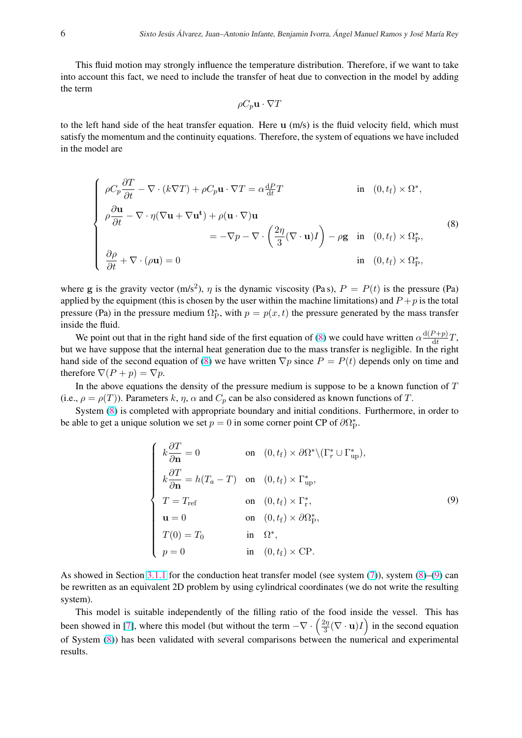This fluid motion may strongly influence the temperature distribution. Therefore, if we want to take into account this fact, we need to include the transfer of heat due to convection in the model by adding the term

$$\rho C_p \mathbf{u} \cdot \nabla T$$

to the left hand side of the heat transfer equation. Here $\mathbf{u}$ (m/s) is the fluid velocity field, which must satisfy the momentum and the continuity equations. Therefore, the system of equations we have included in the model are

$$\left\{\begin{array}{ll}
\rho C_p \dfrac{\partial T}{\partial t} - \nabla \cdot (k \nabla T) + \rho C_p \mathbf{u} \cdot \nabla T = \alpha \frac{\mathrm{d}P}{\mathrm{d}t} T & \text{in} \quad (0, t_{\mathrm{f}}) \times \Omega^*, \\
\rho \dfrac{\partial \mathbf{u}}{\partial t} - \nabla \cdot \eta (\nabla \mathbf{u} + \nabla \mathbf{u}^{\mathbf{t}}) + \rho (\mathbf{u} \cdot \nabla) \mathbf{u} & \\
\qquad\qquad = -\nabla p - \nabla \cdot \left( \dfrac{2\eta}{3} (\nabla \cdot \mathbf{u}) I \right) - \rho \mathbf{g} & \text{in} \quad (0, t_{\mathrm{f}}) \times \Omega^*_{\mathrm{P}}, \\
\dfrac{\partial \rho}{\partial t} + \nabla \cdot (\rho \mathbf{u}) = 0 & \text{in} \quad (0, t_{\mathrm{f}}) \times \Omega^*_{\mathrm{P}},
\end{array}\right. \tag{8}$$

where $\mathbf{g}$ is the gravity vector (m/s$^2$), $\eta$ is the dynamic viscosity (Pa s), $P = P(t)$ is the pressure (Pa) applied by the equipment (this is chosen by the user within the machine limitations) and $P + p$ is the total pressure (Pa) in the pressure medium $\Omega^*_{\mathrm{P}}$, with $p = p(x, t)$ the pressure generated by the mass transfer inside the fluid.

We point out that in the right hand side of the first equation of (8) we could have written $\alpha \frac{\mathrm{d}(P+p)}{\mathrm{d}t} T$, but we have suppose that the internal heat generation due to the mass transfer is negligible. In the right hand side of the second equation of (8) we have written $\nabla p$ since $P = P(t)$ depends only on time and therefore $\nabla (P + p) = \nabla p$.

In the above equations the density of the pressure medium is suppose to be a known function of $T$ (i.e., $\rho = \rho(T)$). Parameters $k$, $\eta$, $\alpha$ and $C_p$ can be also considered as known functions of $T$.

System (8) is completed with appropriate boundary and initial conditions. Furthermore, in order to be able to get a unique solution we set $p = 0$ in some corner point CP of $\partial \Omega^*_{\mathrm{P}}$.

$$\left\{\begin{array}{lll}
k \dfrac{\partial T}{\partial \mathbf{n}} = 0 & \text{on} & (0, t_{\mathrm{f}}) \times \partial \Omega^* \backslash (\Gamma^*_r \cup \Gamma^*_{\mathrm{up}}), \\
k \dfrac{\partial T}{\partial \mathbf{n}} = h (T_a - T) & \text{on} & (0, t_{\mathrm{f}}) \times \Gamma^*_{\mathrm{up}}, \\
T = T_{\mathrm{ref}} & \text{on} & (0, t_{\mathrm{f}}) \times \Gamma^*_{\mathrm{r}}, \\
\mathbf{u} = 0 & \text{on} & (0, t_{\mathrm{f}}) \times \partial \Omega^*_{\mathrm{P}}, \\
T(0) = T_0 & \text{in} & \Omega^*, \\
p = 0 & \text{in} & (0, t_{\mathrm{f}}) \times \mathrm{CP}.
\end{array}\right. \tag{9}$$

As showed in Section 3.1.1 for the conduction heat transfer model (see system (7)), system (8)–(9) can be rewritten as an equivalent 2D problem by using cylindrical coordinates (we do not write the resulting system).

This model is suitable independently of the filling ratio of the food inside the vessel. This has been showed in [7], where this model (but without the term $-\nabla \cdot \left( \frac{2\eta}{3} (\nabla \cdot \mathbf{u}) I \right)$ in the second equation of System (8)) has been validated with several comparisons between the numerical and experimental results.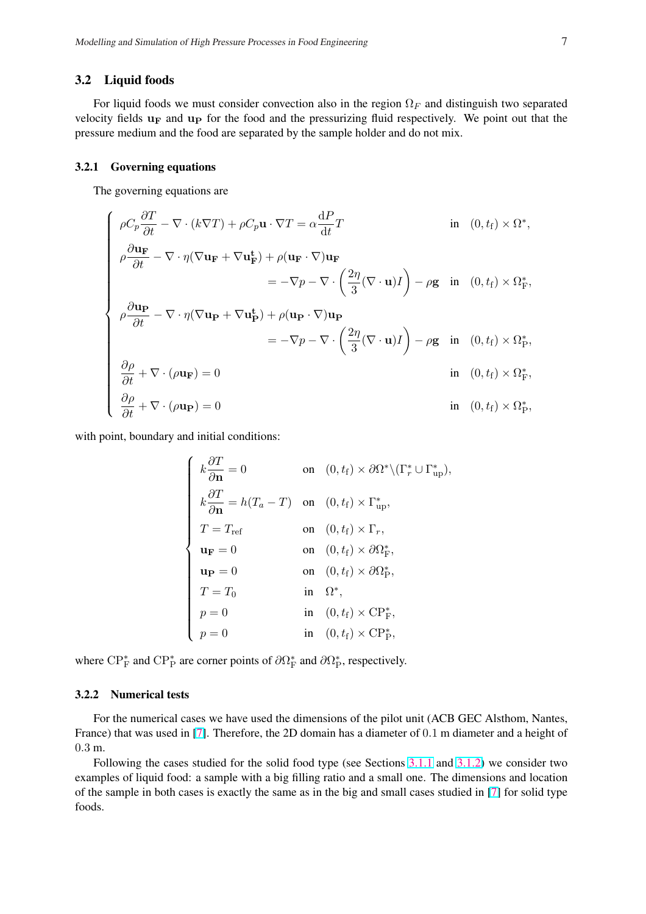### 3.2 Liquid foods

For liquid foods we must consider convection also in the region $\Omega_F$ and distinguish two separated velocity fields $\mathbf{u_F}$ and $\mathbf{u_P}$ for the food and the pressurizing fluid respectively. We point out that the pressure medium and the food are separated by the sample holder and do not mix.

#### 3.2.1 Governing equations

The governing equations are

$$
\begin{cases}
\rho C_p \dfrac{\partial T}{\partial t} - \nabla \cdot (k \nabla T) + \rho C_p \mathbf{u} \cdot \nabla T = \alpha \dfrac{\mathrm{d}P}{\mathrm{d}t} T & \text{in} \quad (0, t_{\mathrm{f}}) \times \Omega^*, \\
\rho \dfrac{\partial \mathbf{u_F}}{\partial t} - \nabla \cdot \eta (\nabla \mathbf{u_F} + \nabla \mathbf{u_F^t}) + \rho (\mathbf{u_F} \cdot \nabla) \mathbf{u_F} & \\
\qquad = -\nabla p - \nabla \cdot \left( \dfrac{2\eta}{3} (\nabla \cdot \mathbf{u}) I \right) - \rho \mathbf{g} & \text{in} \quad (0, t_{\mathrm{f}}) \times \Omega_{\mathrm{F}}^*, \\
\rho \dfrac{\partial \mathbf{u_P}}{\partial t} - \nabla \cdot \eta (\nabla \mathbf{u_P} + \nabla \mathbf{u_P^t}) + \rho (\mathbf{u_P} \cdot \nabla) \mathbf{u_P} & \\
\qquad = -\nabla p - \nabla \cdot \left( \dfrac{2\eta}{3} (\nabla \cdot \mathbf{u}) I \right) - \rho \mathbf{g} & \text{in} \quad (0, t_{\mathrm{f}}) \times \Omega_{\mathrm{P}}^*, \\
\dfrac{\partial \rho}{\partial t} + \nabla \cdot (\rho \mathbf{u_F}) = 0 & \text{in} \quad (0, t_{\mathrm{f}}) \times \Omega_{\mathrm{F}}^*, \\
\dfrac{\partial \rho}{\partial t} + \nabla \cdot (\rho \mathbf{u_P}) = 0 & \text{in} \quad (0, t_{\mathrm{f}}) \times \Omega_{\mathrm{P}}^*,
\end{cases}
$$

with point, boundary and initial conditions:

$$
\begin{cases}
k \dfrac{\partial T}{\partial \mathbf{n}} = 0 & \text{on} \quad (0, t_{\mathrm{f}}) \times \partial \Omega^* \backslash (\Gamma_r^* \cup \Gamma_{\mathrm{up}}^*), \\
k \dfrac{\partial T}{\partial \mathbf{n}} = h(T_a - T) & \text{on} \quad (0, t_{\mathrm{f}}) \times \Gamma_{\mathrm{up}}^*, \\
T = T_{\mathrm{ref}} & \text{on} \quad (0, t_{\mathrm{f}}) \times \Gamma_r, \\
\mathbf{u_F} = 0 & \text{on} \quad (0, t_{\mathrm{f}}) \times \partial \Omega_{\mathrm{F}}^*, \\
\mathbf{u_P} = 0 & \text{on} \quad (0, t_{\mathrm{f}}) \times \partial \Omega_{\mathrm{P}}^*, \\
T = T_0 & \text{in} \quad \Omega^*, \\
p = 0 & \text{in} \quad (0, t_{\mathrm{f}}) \times \mathrm{CP}_{\mathrm{F}}^*, \\
p = 0 & \text{in} \quad (0, t_{\mathrm{f}}) \times \mathrm{CP}_{\mathrm{P}}^*,
\end{cases}
$$

where $\mathrm{CP}_{\mathrm{F}}^*$ and $\mathrm{CP}_{\mathrm{P}}^*$ are corner points of $\partial \Omega_{\mathrm{F}}^*$ and $\partial \Omega_{\mathrm{P}}^*$, respectively.

#### 3.2.2 Numerical tests

For the numerical cases we have used the dimensions of the pilot unit (ACB GEC Alsthom, Nantes, France) that was used in [7]. Therefore, the 2D domain has a diameter of 0.1 m diameter and a height of 0.3 m.

Following the cases studied for the solid food type (see Sections 3.1.1 and 3.1.2) we consider two examples of liquid food: a sample with a big filling ratio and a small one. The dimensions and location of the sample in both cases is exactly the same as in the big and small cases studied in [7] for solid type foods.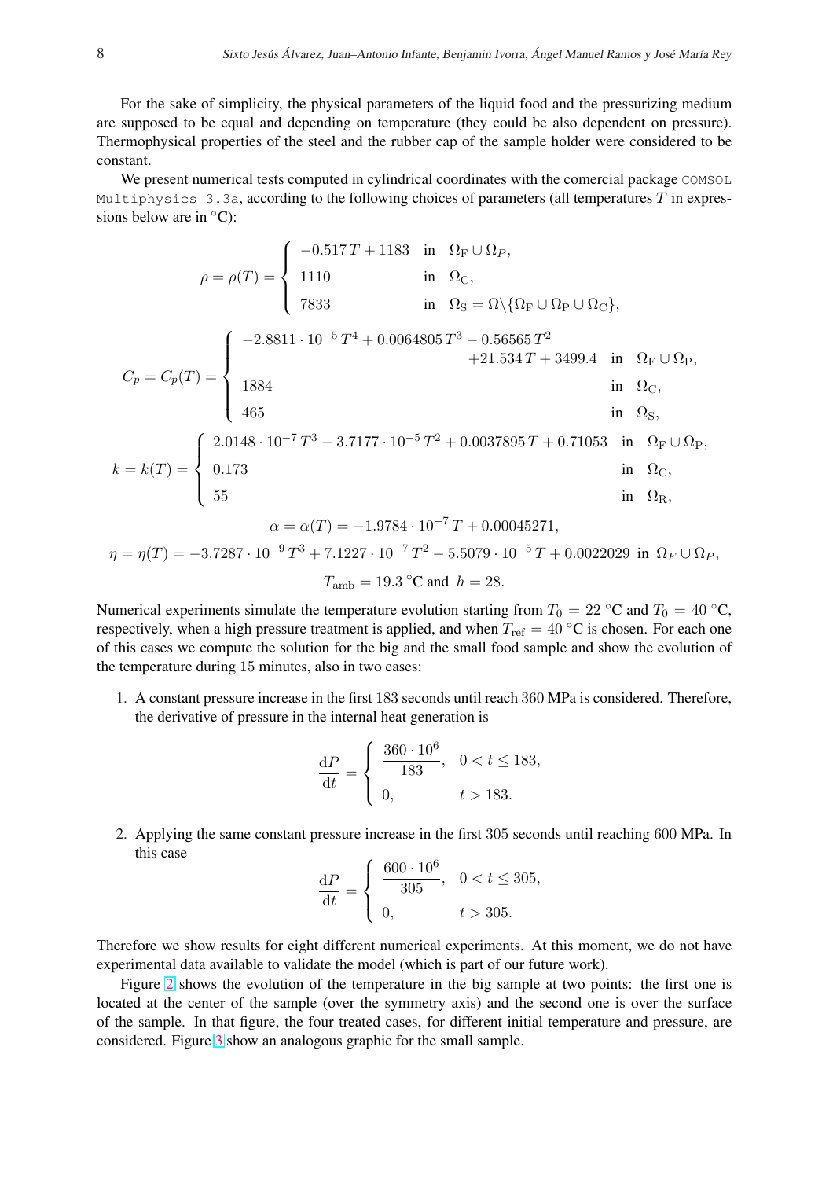For the sake of simplicity, the physical parameters of the liquid food and the pressurizing medium are supposed to be equal and depending on temperature (they could be also dependent on pressure). Thermophysical properties of the steel and the rubber cap of the sample holder were considered to be constant.

We present numerical tests computed in cylindrical coordinates with the comercial package `COMSOL Multiphysics 3.3a`, according to the following choices of parameters (all temperatures $T$ in expressions below are in °C):

$$\rho = \rho(T) = \begin{cases} -0.517\,T + 1183 & \text{in} \quad \Omega_{\mathrm{F}} \cup \Omega_{P}, \\ 1110 & \text{in} \quad \Omega_{\mathrm{C}}, \\ 7833 & \text{in} \quad \Omega_{\mathrm{S}} = \Omega \backslash \{\Omega_{\mathrm{F}} \cup \Omega_{\mathrm{P}} \cup \Omega_{\mathrm{C}}\}, \end{cases}$$

$$C_p = C_p(T) = \begin{cases} -2.8811 \cdot 10^{-5}\,T^4 + 0.0064805\,T^3 - 0.56565\,T^2 \\ \qquad\qquad\qquad\qquad +21.534\,T + 3499.4 & \text{in} \quad \Omega_{\mathrm{F}} \cup \Omega_{\mathrm{P}}, \\ 1884 & \text{in} \quad \Omega_{\mathrm{C}}, \\ 465 & \text{in} \quad \Omega_{\mathrm{S}}, \end{cases}$$

$$k = k(T) = \begin{cases} 2.0148 \cdot 10^{-7}\,T^3 - 3.7177 \cdot 10^{-5}\,T^2 + 0.0037895\,T + 0.71053 & \text{in} \quad \Omega_{\mathrm{F}} \cup \Omega_{\mathrm{P}}, \\ 0.173 & \text{in} \quad \Omega_{\mathrm{C}}, \\ 55 & \text{in} \quad \Omega_{\mathrm{R}}, \end{cases}$$

$$\alpha = \alpha(T) = -1.9784 \cdot 10^{-7}\,T + 0.00045271,$$

$$\eta = \eta(T) = -3.7287 \cdot 10^{-9}\,T^3 + 7.1227 \cdot 10^{-7}\,T^2 - 5.5079 \cdot 10^{-5}\,T + 0.0022029 \ \text{ in } \ \Omega_F \cup \Omega_P,$$

$$T_{\mathrm{amb}} = 19.3\ {}^{\circ}\mathrm{C} \ \text{and} \ h = 28.$$

Numerical experiments simulate the temperature evolution starting from $T_0 = 22$ °C and $T_0 = 40$ °C, respectively, when a high pressure treatment is applied, and when $T_{\mathrm{ref}} = 40$ °C is chosen. For each one of this cases we compute the solution for the big and the small food sample and show the evolution of the temperature during 15 minutes, also in two cases:

1. A constant pressure increase in the first 183 seconds until reach 360 MPa is considered. Therefore, the derivative of pressure in the internal heat generation is

$$\frac{\mathrm{d}P}{\mathrm{d}t} = \begin{cases} \dfrac{360 \cdot 10^6}{183}, & 0 < t \leq 183, \\ 0, & t > 183. \end{cases}$$

2. Applying the same constant pressure increase in the first 305 seconds until reaching 600 MPa. In this case

$$\frac{\mathrm{d}P}{\mathrm{d}t} = \begin{cases} \dfrac{600 \cdot 10^6}{305}, & 0 < t \leq 305, \\ 0, & t > 305. \end{cases}$$

Therefore we show results for eight different numerical experiments. At this moment, we do not have experimental data available to validate the model (which is part of our future work).

Figure 2 shows the evolution of the temperature in the big sample at two points: the first one is located at the center of the sample (over the symmetry axis) and the second one is over the surface of the sample. In that figure, the four treated cases, for different initial temperature and pressure, are considered. Figure 3 show an analogous graphic for the small sample.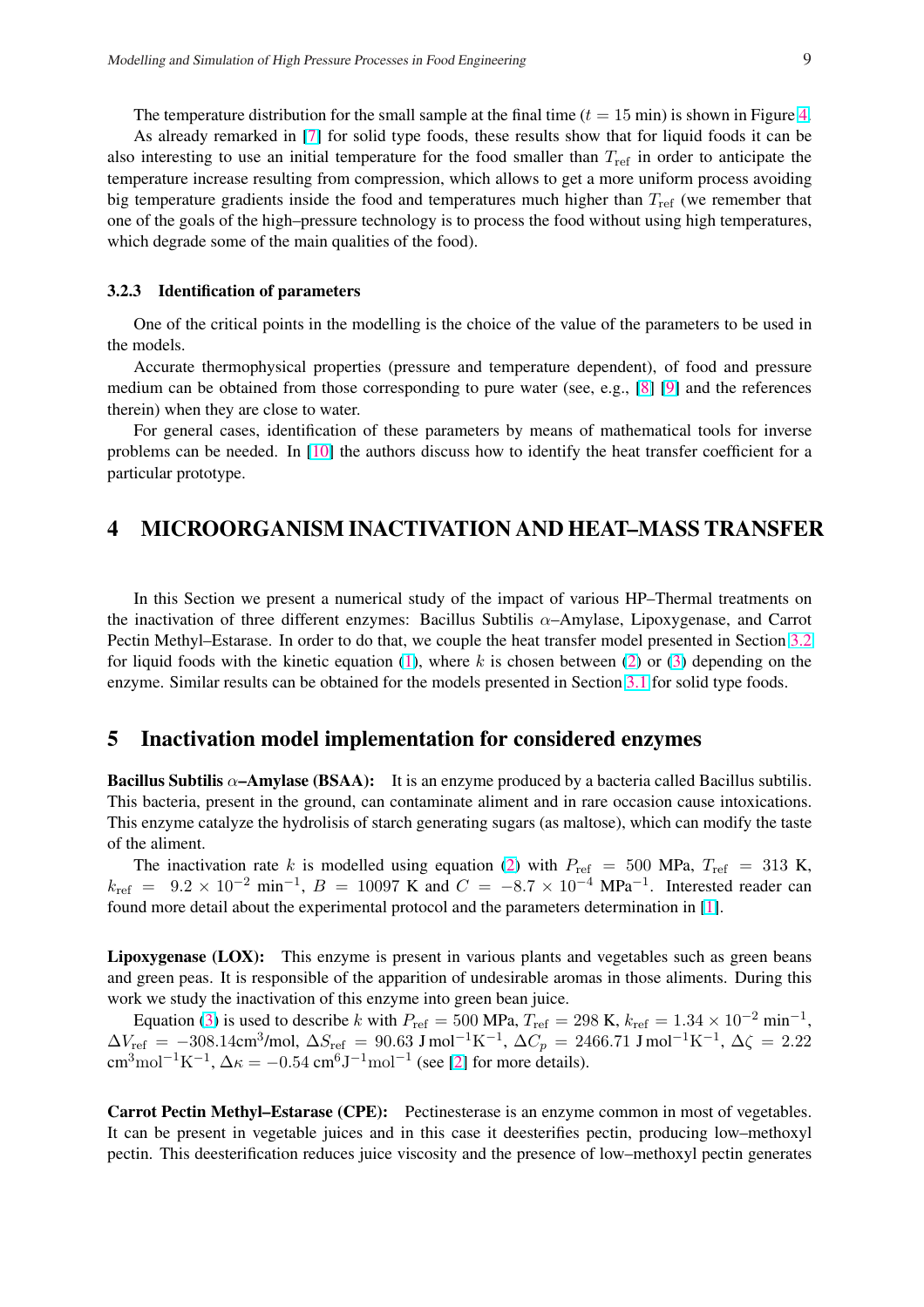The temperature distribution for the small sample at the final time ($t = 15$ min) is shown in Figure 4.

As already remarked in [7] for solid type foods, these results show that for liquid foods it can be also interesting to use an initial temperature for the food smaller than $T_{\mathrm{ref}}$ in order to anticipate the temperature increase resulting from compression, which allows to get a more uniform process avoiding big temperature gradients inside the food and temperatures much higher than $T_{\mathrm{ref}}$ (we remember that one of the goals of the high–pressure technology is to process the food without using high temperatures, which degrade some of the main qualities of the food).

### 3.2.3 Identification of parameters

One of the critical points in the modelling is the choice of the value of the parameters to be used in the models.

Accurate thermophysical properties (pressure and temperature dependent), of food and pressure medium can be obtained from those corresponding to pure water (see, e.g., [8] [9] and the references therein) when they are close to water.

For general cases, identification of these parameters by means of mathematical tools for inverse problems can be needed. In [10] the authors discuss how to identify the heat transfer coefficient for a particular prototype.

## 4 MICROORGANISM INACTIVATION AND HEAT–MASS TRANSFER

In this Section we present a numerical study of the impact of various HP–Thermal treatments on the inactivation of three different enzymes: Bacillus Subtilis $\alpha$–Amylase, Lipoxygenase, and Carrot Pectin Methyl–Estarase. In order to do that, we couple the heat transfer model presented in Section 3.2 for liquid foods with the kinetic equation (1), where $k$ is chosen between (2) or (3) depending on the enzyme. Similar results can be obtained for the models presented in Section 3.1 for solid type foods.

## 5 Inactivation model implementation for considered enzymes

**Bacillus Subtilis $\alpha$–Amylase (BSAA):** It is an enzyme produced by a bacteria called Bacillus subtilis. This bacteria, present in the ground, can contaminate aliment and in rare occasion cause intoxications. This enzyme catalyze the hydrolisis of starch generating sugars (as maltose), which can modify the taste of the aliment.

The inactivation rate $k$ is modelled using equation (2) with $P_{\mathrm{ref}} = 500$ MPa, $T_{\mathrm{ref}} = 313$ K, $k_{\mathrm{ref}} = 9.2 \times 10^{-2}$ min$^{-1}$, $B = 10097$ K and $C = -8.7 \times 10^{-4}$ MPa$^{-1}$. Interested reader can found more detail about the experimental protocol and the parameters determination in [1].

**Lipoxygenase (LOX):** This enzyme is present in various plants and vegetables such as green beans and green peas. It is responsible of the apparition of undesirable aromas in those aliments. During this work we study the inactivation of this enzyme into green bean juice.

Equation (3) is used to describe $k$ with $P_{\mathrm{ref}} = 500$ MPa, $T_{\mathrm{ref}} = 298$ K, $k_{\mathrm{ref}} = 1.34 \times 10^{-2}$ min$^{-1}$, $\Delta V_{\mathrm{ref}} = -308.14$cm$^3$/mol, $\Delta S_{\mathrm{ref}} = 90.63$ J mol$^{-1}$K$^{-1}$, $\Delta C_p = 2466.71$ J mol$^{-1}$K$^{-1}$, $\Delta\zeta = 2.22$ cm$^3$mol$^{-1}$K$^{-1}$, $\Delta\kappa = -0.54$ cm$^6$J$^{-1}$mol$^{-1}$ (see [2] for more details).

**Carrot Pectin Methyl–Estarase (CPE):** Pectinesterase is an enzyme common in most of vegetables. It can be present in vegetable juices and in this case it deesterifies pectin, producing low–methoxyl pectin. This deesterification reduces juice viscosity and the presence of low–methoxyl pectin generates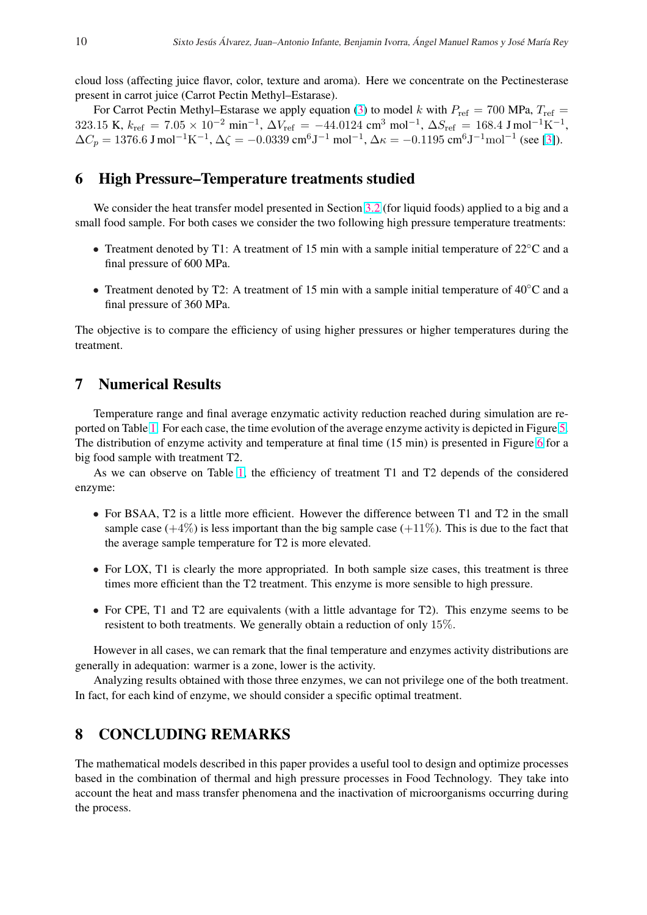cloud loss (affecting juice flavor, color, texture and aroma). Here we concentrate on the Pectinesterase present in carrot juice (Carrot Pectin Methyl–Estarase).

For Carrot Pectin Methyl–Estarase we apply equation (3) to model $k$ with $P_{\mathrm{ref}} = 700$ MPa, $T_{\mathrm{ref}} = 323.15$ K, $k_{\mathrm{ref}} = 7.05 \times 10^{-2}$ min$^{-1}$, $\Delta V_{\mathrm{ref}} = -44.0124$ cm$^3$ mol$^{-1}$, $\Delta S_{\mathrm{ref}} = 168.4$ J mol$^{-1}$K$^{-1}$, $\Delta C_p = 1376.6$ J mol$^{-1}$K$^{-1}$, $\Delta\zeta = -0.0339$ cm$^6$J$^{-1}$ mol$^{-1}$, $\Delta\kappa = -0.1195$ cm$^6$J$^{-1}$mol$^{-1}$ (see [3]).

## 6 High Pressure–Temperature treatments studied

We consider the heat transfer model presented in Section 3.2 (for liquid foods) applied to a big and a small food sample. For both cases we consider the two following high pressure temperature treatments:

- Treatment denoted by T1: A treatment of 15 min with a sample initial temperature of 22°C and a final pressure of 600 MPa.
- Treatment denoted by T2: A treatment of 15 min with a sample initial temperature of 40°C and a final pressure of 360 MPa.

The objective is to compare the efficiency of using higher pressures or higher temperatures during the treatment.

## 7 Numerical Results

Temperature range and final average enzymatic activity reduction reached during simulation are reported on Table 1. For each case, the time evolution of the average enzyme activity is depicted in Figure 5. The distribution of enzyme activity and temperature at final time (15 min) is presented in Figure 6 for a big food sample with treatment T2.

As we can observe on Table 1, the efficiency of treatment T1 and T2 depends of the considered enzyme:

- For BSAA, T2 is a little more efficient. However the difference between T1 and T2 in the small sample case (+4%) is less important than the big sample case (+11%). This is due to the fact that the average sample temperature for T2 is more elevated.
- For LOX, T1 is clearly the more appropriated. In both sample size cases, this treatment is three times more efficient than the T2 treatment. This enzyme is more sensible to high pressure.
- For CPE, T1 and T2 are equivalents (with a little advantage for T2). This enzyme seems to be resistent to both treatments. We generally obtain a reduction of only 15%.

However in all cases, we can remark that the final temperature and enzymes activity distributions are generally in adequation: warmer is a zone, lower is the activity.

Analyzing results obtained with those three enzymes, we can not privilege one of the both treatment. In fact, for each kind of enzyme, we should consider a specific optimal treatment.

## 8 CONCLUDING REMARKS

The mathematical models described in this paper provides a useful tool to design and optimize processes based in the combination of thermal and high pressure processes in Food Technology. They take into account the heat and mass transfer phenomena and the inactivation of microorganisms occurring during the process.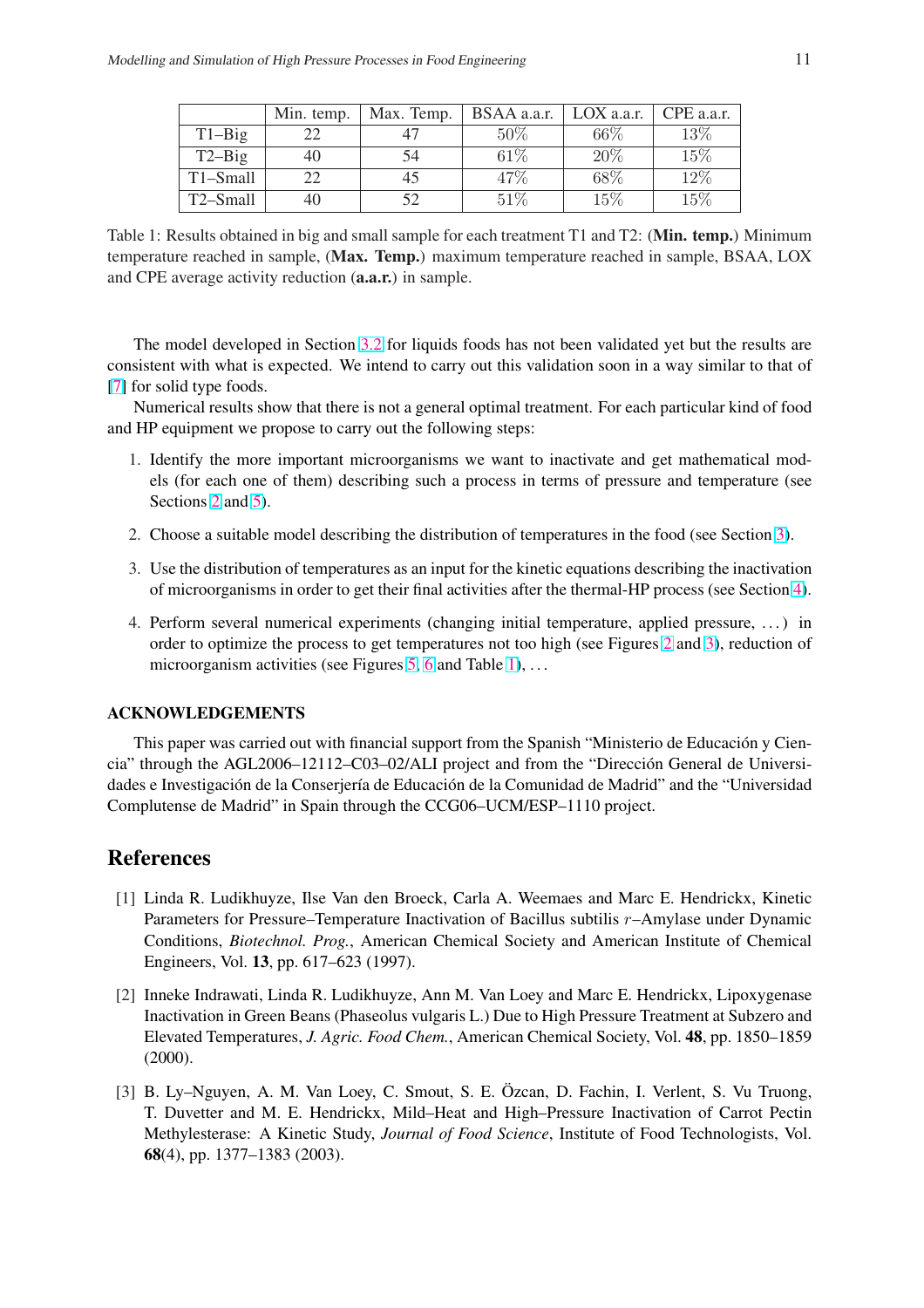|  | Min. temp. | Max. Temp. | BSAA a.a.r. | LOX a.a.r. | CPE a.a.r. |
|---|---|---|---|---|---|
| T1–Big | 22 | 47 | 50% | 66% | 13% |
| T2–Big | 40 | 54 | 61% | 20% | 15% |
| T1–Small | 22 | 45 | 47% | 68% | 12% |
| T2–Small | 40 | 52 | 51% | 15% | 15% |

Table 1: Results obtained in big and small sample for each treatment T1 and T2: (**Min. temp.**) Minimum temperature reached in sample, (**Max. Temp.**) maximum temperature reached in sample, BSAA, LOX and CPE average activity reduction (**a.a.r.**) in sample.

The model developed in Section 3.2 for liquids foods has not been validated yet but the results are consistent with what is expected. We intend to carry out this validation soon in a way similar to that of [7] for solid type foods.

Numerical results show that there is not a general optimal treatment. For each particular kind of food and HP equipment we propose to carry out the following steps:

1. Identify the more important microorganisms we want to inactivate and get mathematical models (for each one of them) describing such a process in terms of pressure and temperature (see Sections 2 and 5).
2. Choose a suitable model describing the distribution of temperatures in the food (see Section 3).
3. Use the distribution of temperatures as an input for the kinetic equations describing the inactivation of microorganisms in order to get their final activities after the thermal-HP process (see Section 4).
4. Perform several numerical experiments (changing initial temperature, applied pressure, ...) in order to optimize the process to get temperatures not too high (see Figures 2 and 3), reduction of microorganism activities (see Figures 5, 6 and Table 1), ...

**ACKNOWLEDGEMENTS**

This paper was carried out with financial support from the Spanish "Ministerio de Educación y Ciencia" through the AGL2006–12112–C03–02/ALI project and from the "Dirección General de Universidades e Investigación de la Conserjería de Educación de la Comunidad de Madrid" and the "Universidad Complutense de Madrid" in Spain through the CCG06–UCM/ESP–1110 project.

# References

[1] Linda R. Ludikhuyze, Ilse Van den Broeck, Carla A. Weemaes and Marc E. Hendrickx, Kinetic Parameters for Pressure–Temperature Inactivation of Bacillus subtilis $r$–Amylase under Dynamic Conditions, *Biotechnol. Prog.*, American Chemical Society and American Institute of Chemical Engineers, Vol. **13**, pp. 617–623 (1997).

[2] Inneke Indrawati, Linda R. Ludikhuyze, Ann M. Van Loey and Marc E. Hendrickx, Lipoxygenase Inactivation in Green Beans (Phaseolus vulgaris L.) Due to High Pressure Treatment at Subzero and Elevated Temperatures, *J. Agric. Food Chem.*, American Chemical Society, Vol. **48**, pp. 1850–1859 (2000).

[3] B. Ly–Nguyen, A. M. Van Loey, C. Smout, S. E. Özcan, D. Fachin, I. Verlent, S. Vu Truong, T. Duvetter and M. E. Hendrickx, Mild–Heat and High–Pressure Inactivation of Carrot Pectin Methylesterase: A Kinetic Study, *Journal of Food Science*, Institute of Food Technologists, Vol. **68**(4), pp. 1377–1383 (2003).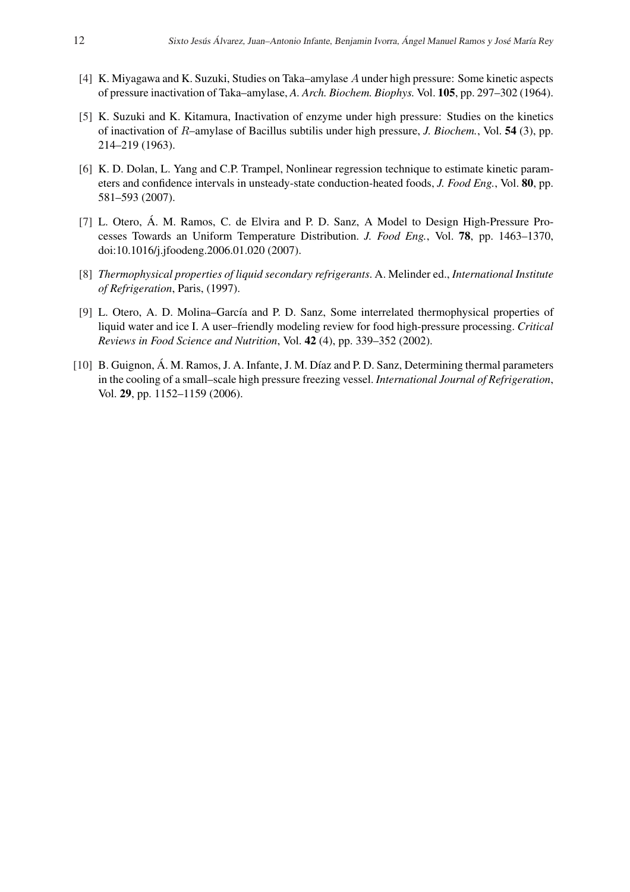[4] K. Miyagawa and K. Suzuki, Studies on Taka–amylase $A$ under high pressure: Some kinetic aspects of pressure inactivation of Taka–amylase, *A. Arch. Biochem. Biophys.* Vol. **105**, pp. 297–302 (1964).

[5] K. Suzuki and K. Kitamura, Inactivation of enzyme under high pressure: Studies on the kinetics of inactivation of $R$–amylase of Bacillus subtilis under high pressure, *J. Biochem.*, Vol. **54** (3), pp. 214–219 (1963).

[6] K. D. Dolan, L. Yang and C.P. Trampel, Nonlinear regression technique to estimate kinetic parameters and confidence intervals in unsteady-state conduction-heated foods, *J. Food Eng.*, Vol. **80**, pp. 581–593 (2007).

[7] L. Otero, Á. M. Ramos, C. de Elvira and P. D. Sanz, A Model to Design High-Pressure Processes Towards an Uniform Temperature Distribution. *J. Food Eng.*, Vol. **78**, pp. 1463–1370, doi:10.1016/j.jfoodeng.2006.01.020 (2007).

[8] *Thermophysical properties of liquid secondary refrigerants*. A. Melinder ed., *International Institute of Refrigeration*, Paris, (1997).

[9] L. Otero, A. D. Molina–García and P. D. Sanz, Some interrelated thermophysical properties of liquid water and ice I. A user–friendly modeling review for food high-pressure processing. *Critical Reviews in Food Science and Nutrition*, Vol. **42** (4), pp. 339–352 (2002).

[10] B. Guignon, Á. M. Ramos, J. A. Infante, J. M. Díaz and P. D. Sanz, Determining thermal parameters in the cooling of a small–scale high pressure freezing vessel. *International Journal of Refrigeration*, Vol. **29**, pp. 1152–1159 (2006).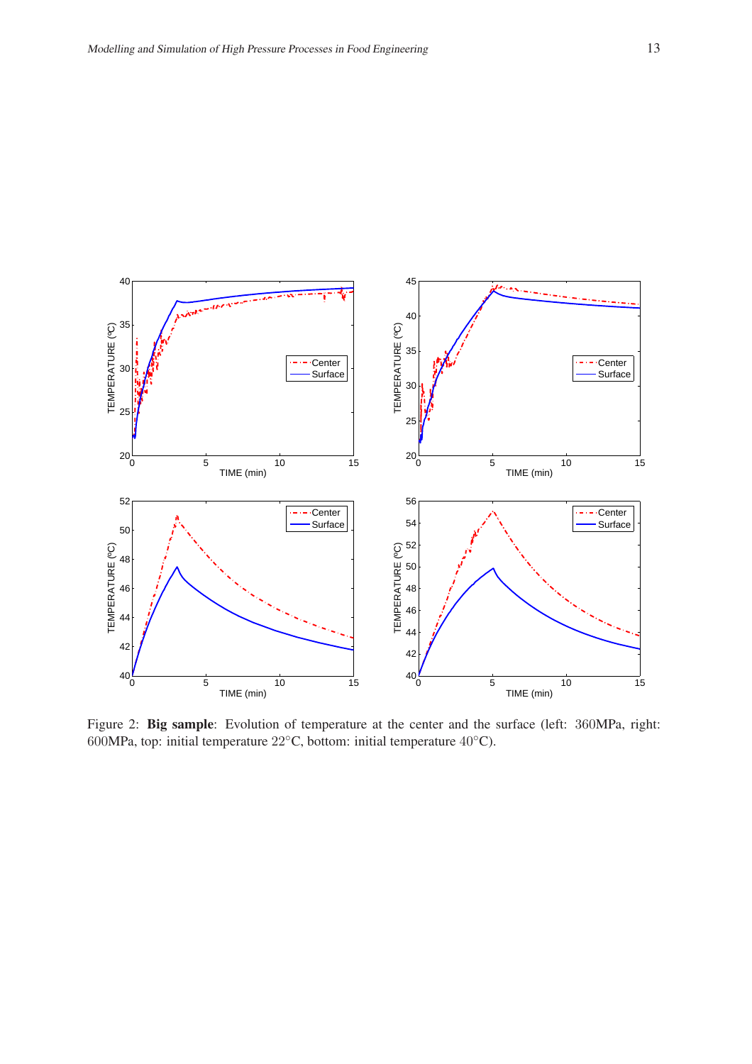Figure 2: **Big sample**: Evolution of temperature at the center and the surface (left: 360MPa, right: 600MPa, top: initial temperature 22°C, bottom: initial temperature 40°C).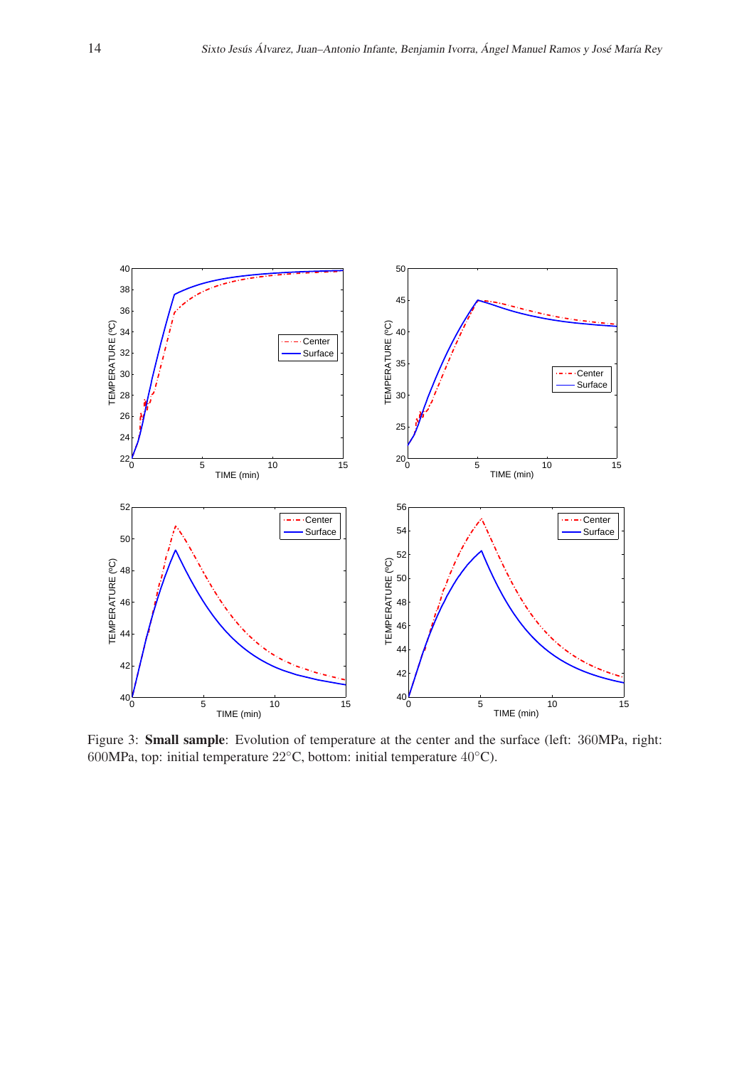Figure 3: **Small sample**: Evolution of temperature at the center and the surface (left: 360MPa, right: 600MPa, top: initial temperature 22°C, bottom: initial temperature 40°C).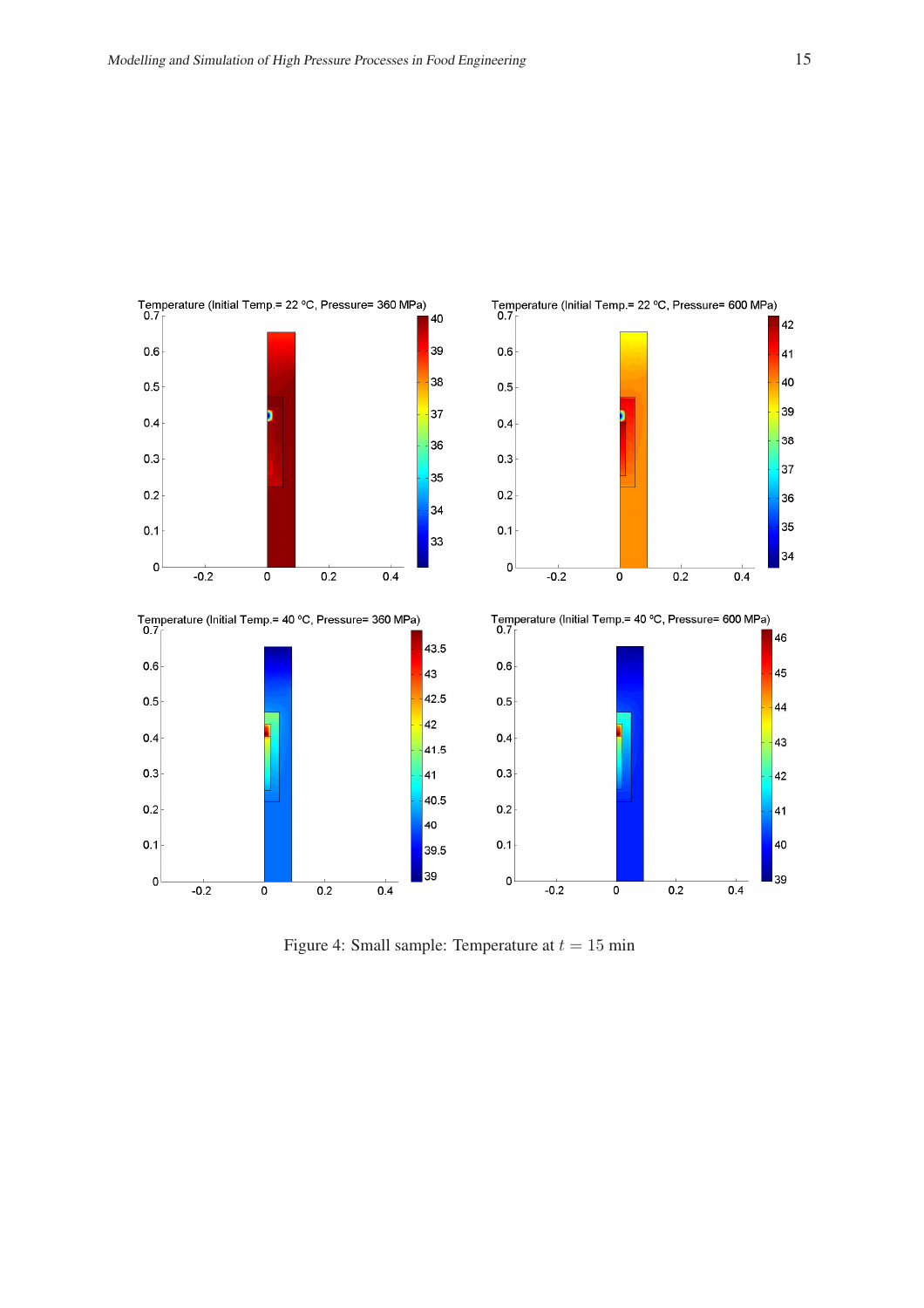Figure 4: Small sample: Temperature at $t = 15$ min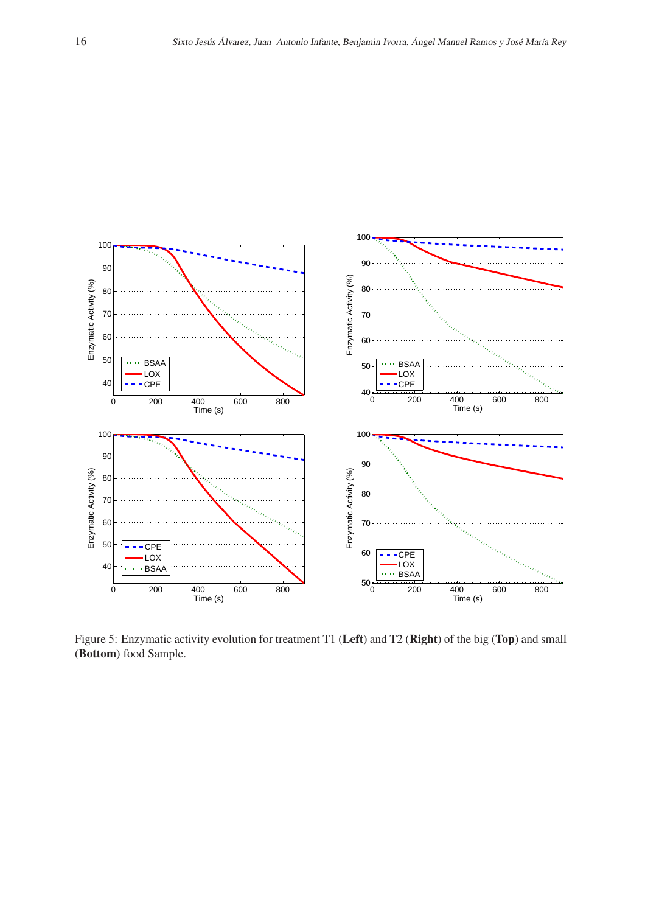Figure 5: Enzymatic activity evolution for treatment T1 (**Left**) and T2 (**Right**) of the big (**Top**) and small (**Bottom**) food Sample.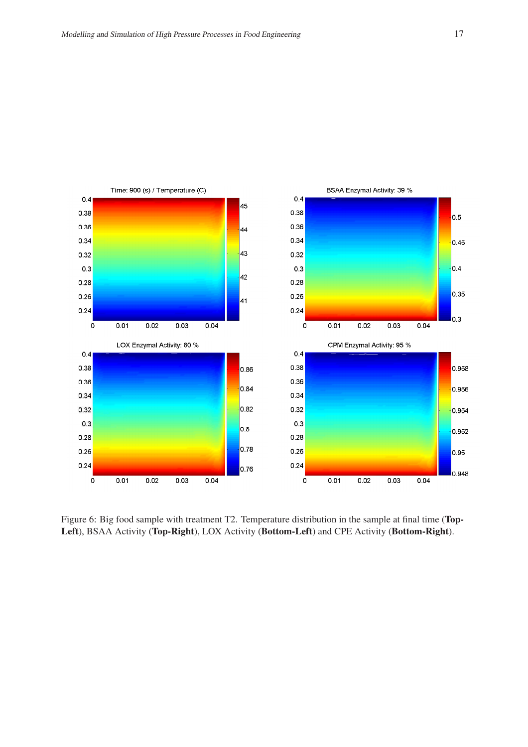Time: 900 (s) / Temperature (C)

0.4
0.38
0.36
0.34
0.32
0.3
0.28
0.26
0.24

0 0.01 0.02 0.03 0.04

45
44
43
42
41

BSAA Enzymal Activity: 39 %

0.4
0.38
0.36
0.34
0.32
0.3
0.28
0.26
0.24

0 0.01 0.02 0.03 0.04

0.5
0.45
0.4
0.35
0.3

LOX Enzymal Activity: 80 %

0.4
0.38
0.36
0.34
0.32
0.3
0.28
0.26
0.24

0 0.01 0.02 0.03 0.04

0.86
0.84
0.82
0.8
0.78
0.76

CPM Enzymal Activity: 95 %

0.4
0.38
0.36
0.34
0.32
0.3
0.28
0.26
0.24

0 0.01 0.02 0.03 0.04

0.958
0.956
0.954
0.952
0.95
0.948

Figure 6: Big food sample with treatment T2. Temperature distribution in the sample at final time (**Top-Left**), BSAA Activity (**Top-Right**), LOX Activity (**Bottom-Left**) and CPE Activity (**Bottom-Right**).